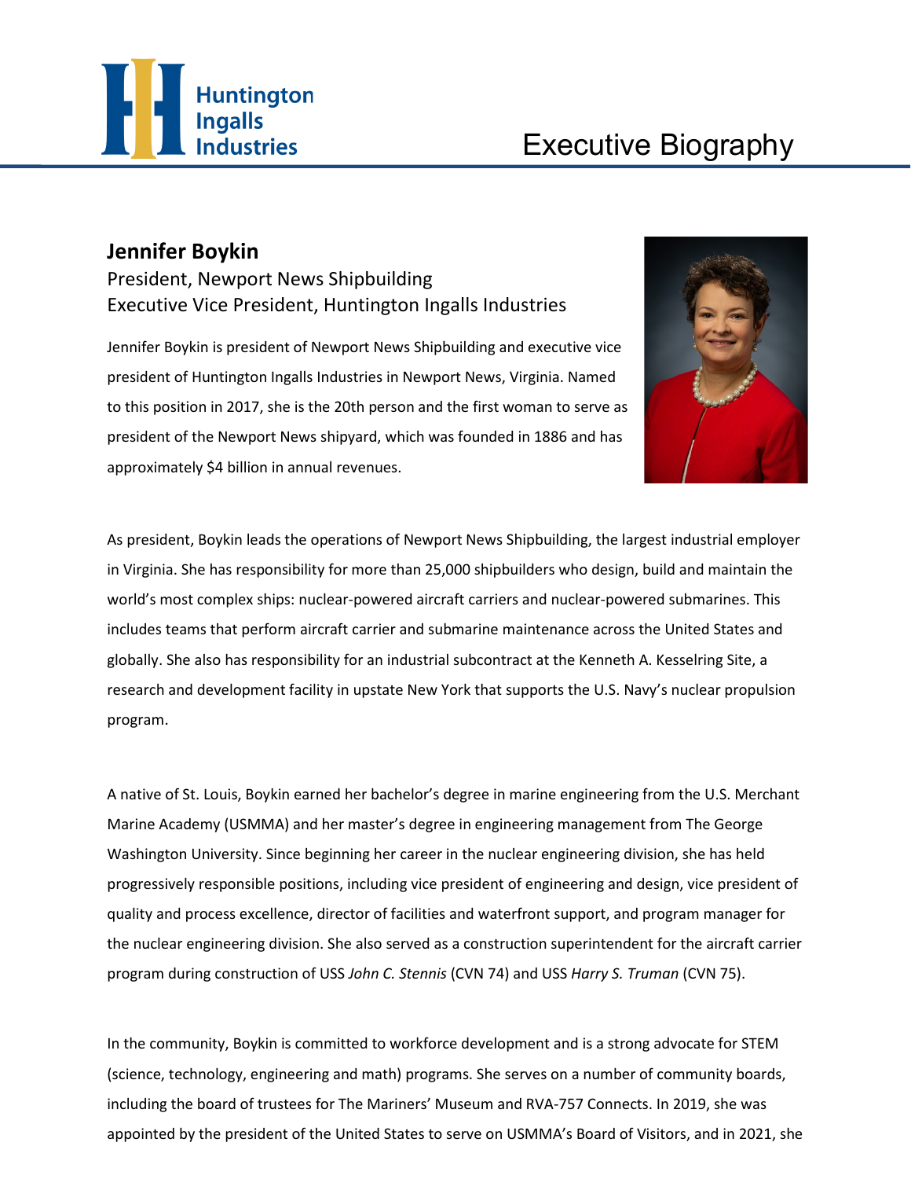Executive Biography

## Jennifer Boykin

President, Newport News Shipbuilding
Executive Vice President, Huntington Ingalls Industries

Jennifer Boykin is president of Newport News Shipbuilding and executive vice president of Huntington Ingalls Industries in Newport News, Virginia. Named to this position in 2017, she is the 20th person and the first woman to serve as president of the Newport News shipyard, which was founded in 1886 and has approximately $4 billion in annual revenues.

As president, Boykin leads the operations of Newport News Shipbuilding, the largest industrial employer in Virginia. She has responsibility for more than 25,000 shipbuilders who design, build and maintain the world's most complex ships: nuclear-powered aircraft carriers and nuclear-powered submarines. This includes teams that perform aircraft carrier and submarine maintenance across the United States and globally. She also has responsibility for an industrial subcontract at the Kenneth A. Kesselring Site, a research and development facility in upstate New York that supports the U.S. Navy's nuclear propulsion program.

A native of St. Louis, Boykin earned her bachelor's degree in marine engineering from the U.S. Merchant Marine Academy (USMMA) and her master's degree in engineering management from The George Washington University. Since beginning her career in the nuclear engineering division, she has held progressively responsible positions, including vice president of engineering and design, vice president of quality and process excellence, director of facilities and waterfront support, and program manager for the nuclear engineering division. She also served as a construction superintendent for the aircraft carrier program during construction of USS *John C. Stennis* (CVN 74) and USS *Harry S. Truman* (CVN 75).

In the community, Boykin is committed to workforce development and is a strong advocate for STEM (science, technology, engineering and math) programs. She serves on a number of community boards, including the board of trustees for The Mariners' Museum and RVA-757 Connects. In 2019, she was appointed by the president of the United States to serve on USMMA's Board of Visitors, and in 2021, she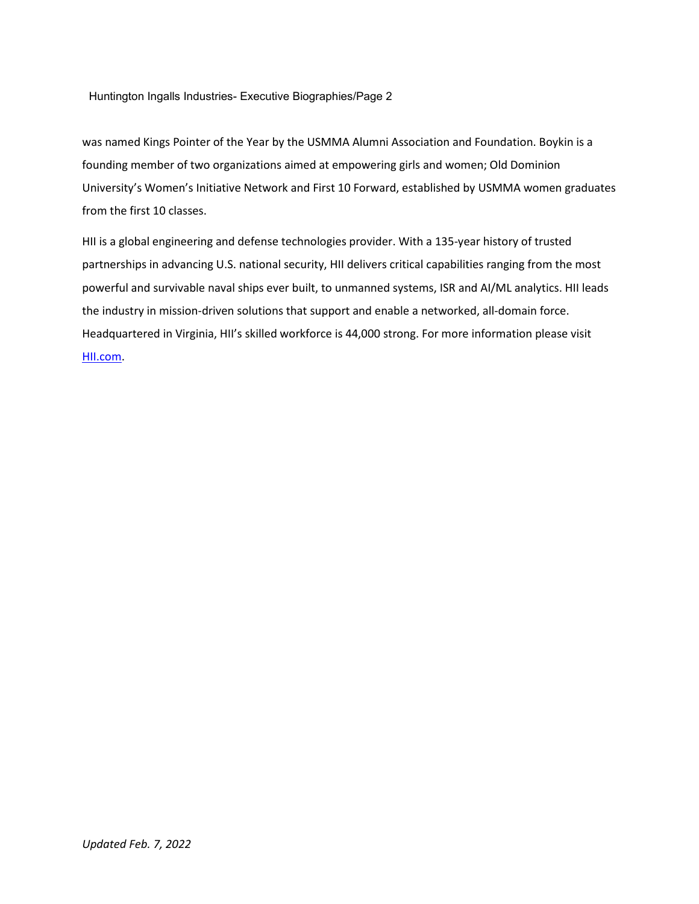was named Kings Pointer of the Year by the USMMA Alumni Association and Foundation. Boykin is a founding member of two organizations aimed at empowering girls and women; Old Dominion University's Women's Initiative Network and First 10 Forward, established by USMMA women graduates from the first 10 classes.

HII is a global engineering and defense technologies provider. With a 135-year history of trusted partnerships in advancing U.S. national security, HII delivers critical capabilities ranging from the most powerful and survivable naval ships ever built, to unmanned systems, ISR and AI/ML analytics. HII leads the industry in mission-driven solutions that support and enable a networked, all-domain force. Headquartered in Virginia, HII's skilled workforce is 44,000 strong. For more information please visit [HII.com](HII.com).

*Updated Feb. 7, 2022*